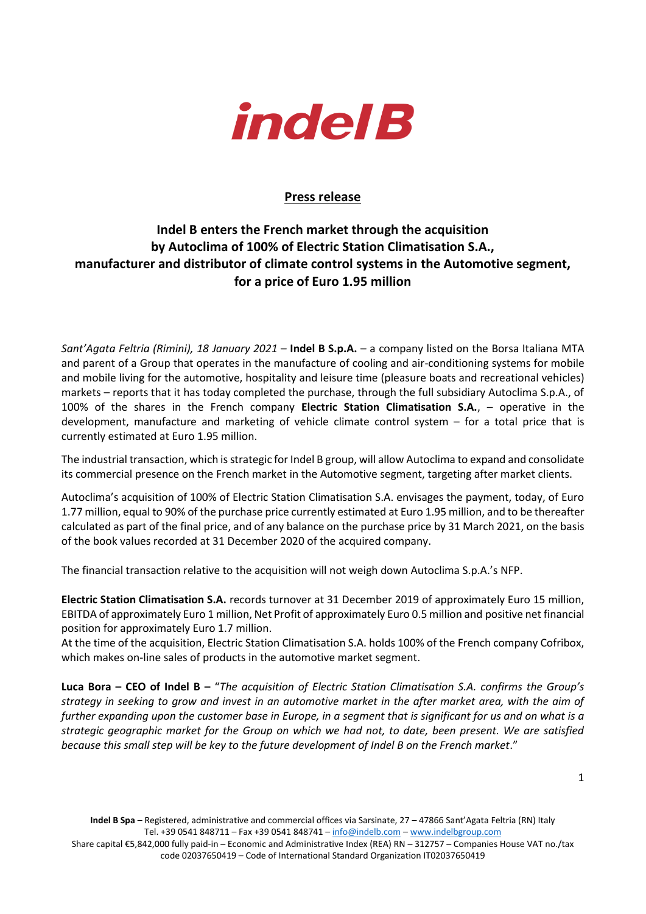indel B

**Press release**

## Indel B enters the French market through the acquisition by Autoclima of 100% of Electric Station Climatisation S.A., manufacturer and distributor of climate control systems in the Automotive segment, for a price of Euro 1.95 million

*Sant'Agata Feltria (Rimini), 18 January 2021* – **Indel B S.p.A.** – a company listed on the Borsa Italiana MTA and parent of a Group that operates in the manufacture of cooling and air-conditioning systems for mobile and mobile living for the automotive, hospitality and leisure time (pleasure boats and recreational vehicles) markets – reports that it has today completed the purchase, through the full subsidiary Autoclima S.p.A., of 100% of the shares in the French company **Electric Station Climatisation S.A.**, – operative in the development, manufacture and marketing of vehicle climate control system – for a total price that is currently estimated at Euro 1.95 million.

The industrial transaction, which is strategic for Indel B group, will allow Autoclima to expand and consolidate its commercial presence on the French market in the Automotive segment, targeting after market clients.

Autoclima's acquisition of 100% of Electric Station Climatisation S.A. envisages the payment, today, of Euro 1.77 million, equal to 90% of the purchase price currently estimated at Euro 1.95 million, and to be thereafter calculated as part of the final price, and of any balance on the purchase price by 31 March 2021, on the basis of the book values recorded at 31 December 2020 of the acquired company.

The financial transaction relative to the acquisition will not weigh down Autoclima S.p.A.'s NFP.

**Electric Station Climatisation S.A.** records turnover at 31 December 2019 of approximately Euro 15 million, EBITDA of approximately Euro 1 million, Net Profit of approximately Euro 0.5 million and positive net financial position for approximately Euro 1.7 million.
At the time of the acquisition, Electric Station Climatisation S.A. holds 100% of the French company Cofribox, which makes on-line sales of products in the automotive market segment.

**Luca Bora – CEO of Indel B –** "*The acquisition of Electric Station Climatisation S.A. confirms the Group's strategy in seeking to grow and invest in an automotive market in the after market area, with the aim of further expanding upon the customer base in Europe, in a segment that is significant for us and on what is a strategic geographic market for the Group on which we had not, to date, been present. We are satisfied because this small step will be key to the future development of Indel B on the French market*."

**Indel B Spa** – Registered, administrative and commercial offices via Sarsinate, 27 – 47866 Sant'Agata Feltria (RN) Italy
Tel. +39 0541 848711 – Fax +39 0541 848741 – info@indelb.com – www.indelbgroup.com
Share capital €5,842,000 fully paid-in – Economic and Administrative Index (REA) RN – 312757 – Companies House VAT no./tax code 02037650419 – Code of International Standard Organization IT02037650419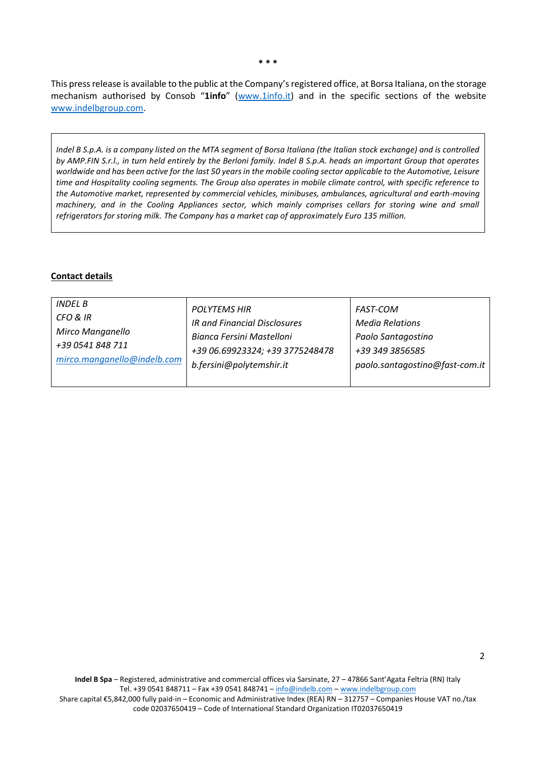\* \* \*

This press release is available to the public at the Company's registered office, at Borsa Italiana, on the storage mechanism authorised by Consob "**1info**" (www.1info.it) and in the specific sections of the website www.indelbgroup.com.

*Indel B S.p.A. is a company listed on the MTA segment of Borsa Italiana (the Italian stock exchange) and is controlled by AMP.FIN S.r.l., in turn held entirely by the Berloni family. Indel B S.p.A. heads an important Group that operates worldwide and has been active for the last 50 years in the mobile cooling sector applicable to the Automotive, Leisure time and Hospitality cooling segments. The Group also operates in mobile climate control, with specific reference to the Automotive market, represented by commercial vehicles, minibuses, ambulances, agricultural and earth-moving machinery, and in the Cooling Appliances sector, which mainly comprises cellars for storing wine and small refrigerators for storing milk. The Company has a market cap of approximately Euro 135 million.*

**Contact details**

| | | |
|---|---|---|
| *INDEL B*<br>*CFO & IR*<br>*Mirco Manganello*<br>*+39 0541 848 711*<br>*mirco.manganello@indelb.com* | *POLYTEMS HIR*<br>*IR and Financial Disclosures*<br>*Bianca Fersini Mastelloni*<br>*+39 06.69923324; +39 3775248478*<br>*b.fersini@polytemshir.it* | *FAST-COM*<br>*Media Relations*<br>*Paolo Santagostino*<br>*+39 349 3856585*<br>*paolo.santagostino@fast-com.it* |

**Indel B Spa** – Registered, administrative and commercial offices via Sarsinate, 27 – 47866 Sant'Agata Feltria (RN) Italy
Tel. +39 0541 848711 – Fax +39 0541 848741 – info@indelb.com – www.indelbgroup.com
Share capital €5,842,000 fully paid-in – Economic and Administrative Index (REA) RN – 312757 – Companies House VAT no./tax code 02037650419 – Code of International Standard Organization IT02037650419